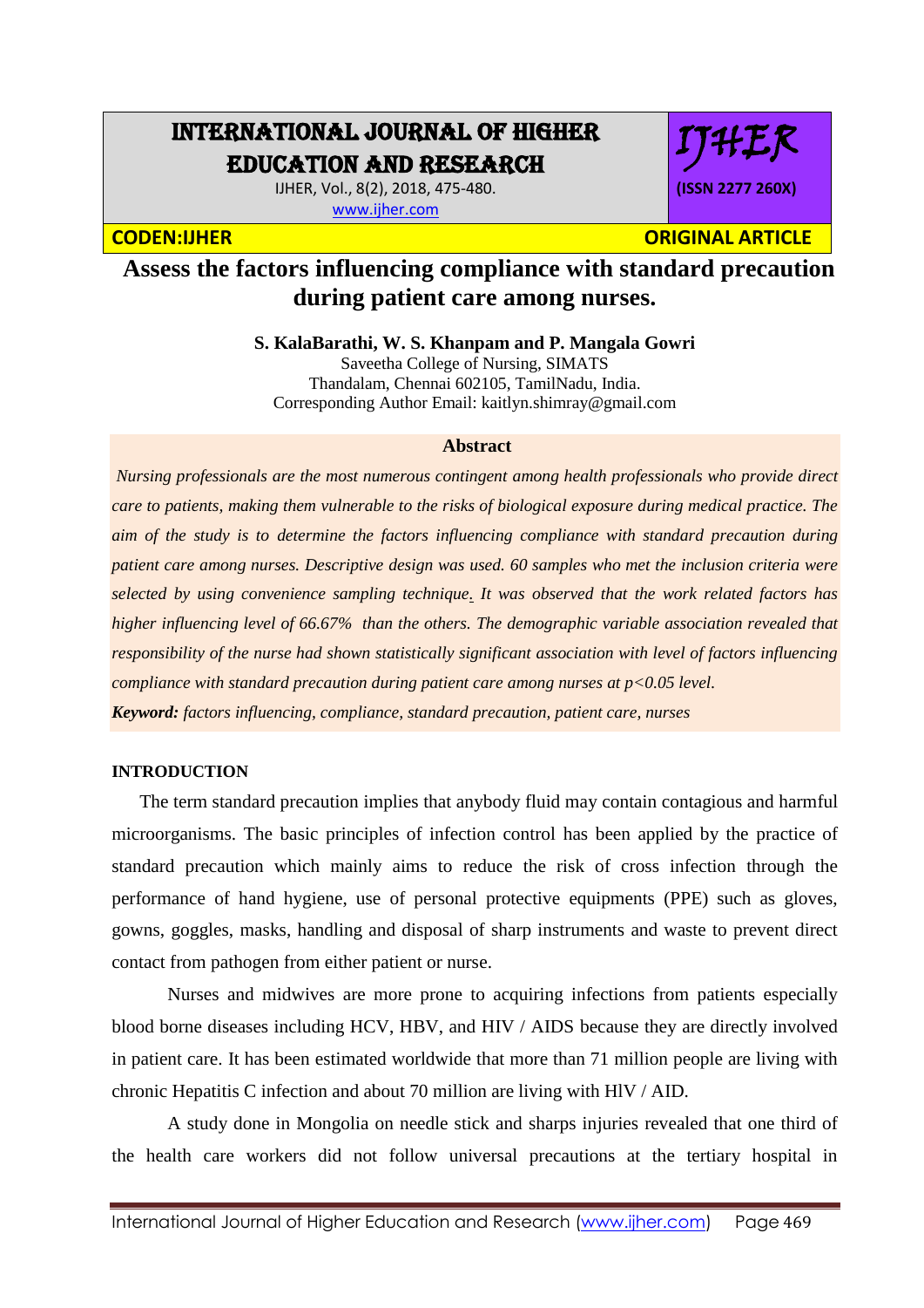# Assess the factors influencing compliance with standard precaution during patient care among nurses.

**S. KalaBarathi, W. S. Khanpam and P. Mangala Gowri**

Saveetha College of Nursing, SIMATS
Thandalam, Chennai 602105, TamilNadu, India.
Corresponding Author Email: kaitlyn.shimray@gmail.com

### Abstract

*Nursing professionals are the most numerous contingent among health professionals who provide direct care to patients, making them vulnerable to the risks of biological exposure during medical practice. The aim of the study is to determine the factors influencing compliance with standard precaution during patient care among nurses. Descriptive design was used. 60 samples who met the inclusion criteria were selected by using convenience sampling technique. It was observed that the work related factors has higher influencing level of 66.67% than the others. The demographic variable association revealed that responsibility of the nurse had shown statistically significant association with level of factors influencing compliance with standard precaution during patient care among nurses at $p<0.05$ level.*

***Keyword:*** *factors influencing, compliance, standard precaution, patient care, nurses*

## INTRODUCTION

The term standard precaution implies that anybody fluid may contain contagious and harmful microorganisms. The basic principles of infection control has been applied by the practice of standard precaution which mainly aims to reduce the risk of cross infection through the performance of hand hygiene, use of personal protective equipments (PPE) such as gloves, gowns, goggles, masks, handling and disposal of sharp instruments and waste to prevent direct contact from pathogen from either patient or nurse.

Nurses and midwives are more prone to acquiring infections from patients especially blood borne diseases including HCV, HBV, and HIV / AIDS because they are directly involved in patient care. It has been estimated worldwide that more than 71 million people are living with chronic Hepatitis C infection and about 70 million are living with HlV / AID.

A study done in Mongolia on needle stick and sharps injuries revealed that one third of the health care workers did not follow universal precautions at the tertiary hospital in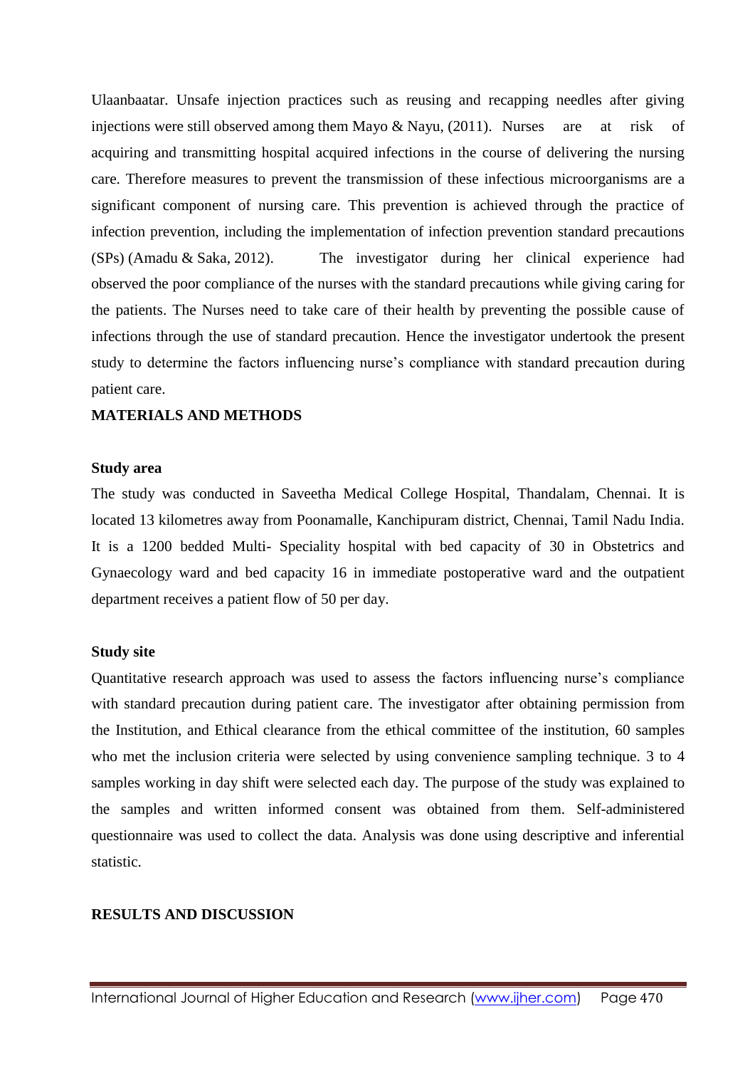Ulaanbaatar. Unsafe injection practices such as reusing and recapping needles after giving injections were still observed among them Mayo & Nayu, (2011). Nurses are at risk of acquiring and transmitting hospital acquired infections in the course of delivering the nursing care. Therefore measures to prevent the transmission of these infectious microorganisms are a significant component of nursing care. This prevention is achieved through the practice of infection prevention, including the implementation of infection prevention standard precautions (SPs) (Amadu & Saka, 2012). The investigator during her clinical experience had observed the poor compliance of the nurses with the standard precautions while giving caring for the patients. The Nurses need to take care of their health by preventing the possible cause of infections through the use of standard precaution. Hence the investigator undertook the present study to determine the factors influencing nurse's compliance with standard precaution during patient care.

## MATERIALS AND METHODS

### Study area

The study was conducted in Saveetha Medical College Hospital, Thandalam, Chennai. It is located 13 kilometres away from Poonamalle, Kanchipuram district, Chennai, Tamil Nadu India. It is a 1200 bedded Multi- Speciality hospital with bed capacity of 30 in Obstetrics and Gynaecology ward and bed capacity 16 in immediate postoperative ward and the outpatient department receives a patient flow of 50 per day.

### Study site

Quantitative research approach was used to assess the factors influencing nurse's compliance with standard precaution during patient care. The investigator after obtaining permission from the Institution, and Ethical clearance from the ethical committee of the institution, 60 samples who met the inclusion criteria were selected by using convenience sampling technique. 3 to 4 samples working in day shift were selected each day. The purpose of the study was explained to the samples and written informed consent was obtained from them. Self-administered questionnaire was used to collect the data. Analysis was done using descriptive and inferential statistic.

## RESULTS AND DISCUSSION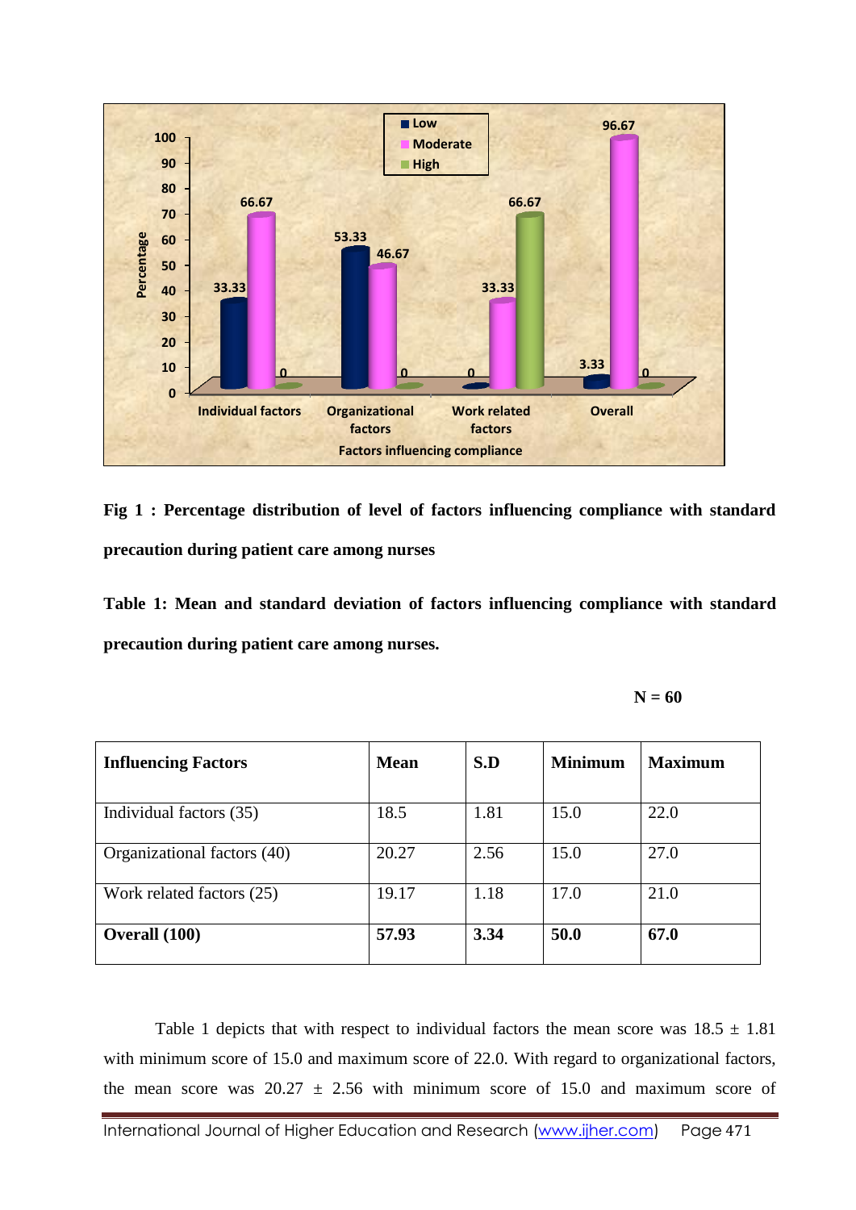**Fig 1 : Percentage distribution of level of factors influencing compliance with standard precaution during patient care among nurses**

**Table 1: Mean and standard deviation of factors influencing compliance with standard precaution during patient care among nurses.**

**N = 60**

| **Influencing Factors** | **Mean** | **S.D** | **Minimum** | **Maximum** |
|---|---|---|---|---|
| Individual factors (35) | 18.5 | 1.81 | 15.0 | 22.0 |
| Organizational factors (40) | 20.27 | 2.56 | 15.0 | 27.0 |
| Work related factors (25) | 19.17 | 1.18 | 17.0 | 21.0 |
| **Overall (100)** | **57.93** | **3.34** | **50.0** | **67.0** |

Table 1 depicts that with respect to individual factors the mean score was 18.5 ± 1.81 with minimum score of 15.0 and maximum score of 22.0. With regard to organizational factors, the mean score was 20.27 ± 2.56 with minimum score of 15.0 and maximum score of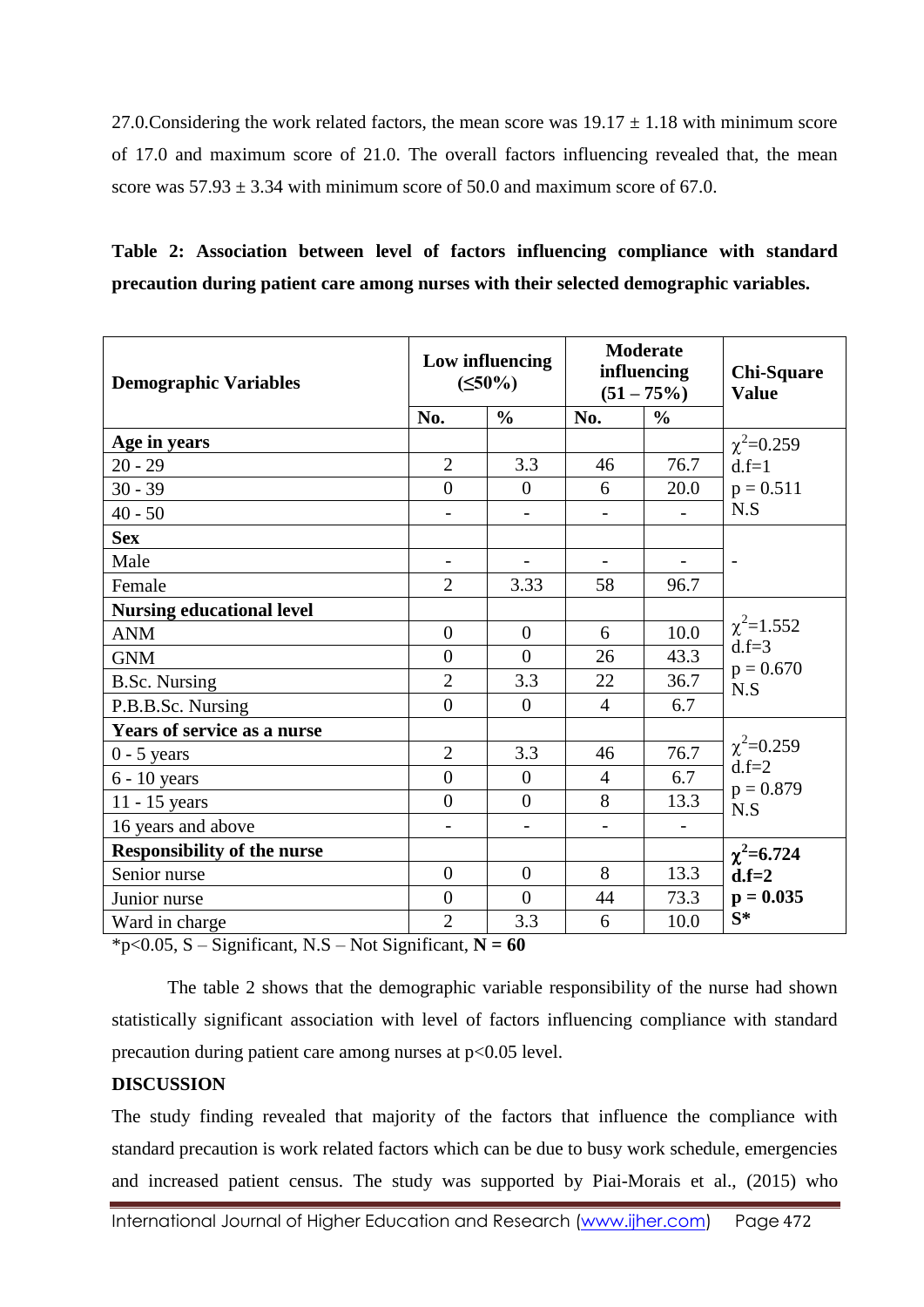27.0.Considering the work related factors, the mean score was 19.17 ± 1.18 with minimum score of 17.0 and maximum score of 21.0. The overall factors influencing revealed that, the mean score was 57.93 ± 3.34 with minimum score of 50.0 and maximum score of 67.0.

**Table 2: Association between level of factors influencing compliance with standard precaution during patient care among nurses with their selected demographic variables.**

| Demographic Variables | Low influencing (≤50%) | | Moderate influencing (51 – 75%) | | Chi-Square Value |
|---|---|---|---|---|---|
| | No. | % | No. | % | |
| **Age in years** | | | | | $\chi^2$=0.259 d.f=1 p = 0.511 N.S |
| 20 - 29 | 2 | 3.3 | 46 | 76.7 | |
| 30 - 39 | 0 | 0 | 6 | 20.0 | |
| 40 - 50 | - | - | - | - | |
| **Sex** | | | | | - |
| Male | - | - | - | - | |
| Female | 2 | 3.33 | 58 | 96.7 | |
| **Nursing educational level** | | | | | $\chi^2$=1.552 d.f=3 p = 0.670 N.S |
| ANM | 0 | 0 | 6 | 10.0 | |
| GNM | 0 | 0 | 26 | 43.3 | |
| B.Sc. Nursing | 2 | 3.3 | 22 | 36.7 | |
| P.B.B.Sc. Nursing | 0 | 0 | 4 | 6.7 | |
| **Years of service as a nurse** | | | | | $\chi^2$=0.259 d.f=2 p = 0.879 N.S |
| 0 - 5 years | 2 | 3.3 | 46 | 76.7 | |
| 6 - 10 years | 0 | 0 | 4 | 6.7 | |
| 11 - 15 years | 0 | 0 | 8 | 13.3 | |
| 16 years and above | - | - | - | - | |
| **Responsibility of the nurse** | | | | | **$\chi^2$=6.724 d.f=2 p = 0.035 S*** |
| Senior nurse | 0 | 0 | 8 | 13.3 | |
| Junior nurse | 0 | 0 | 44 | 73.3 | |
| Ward in charge | 2 | 3.3 | 6 | 10.0 | |

*p<0.05, S – Significant, N.S – Not Significant, **N = 60**

The table 2 shows that the demographic variable responsibility of the nurse had shown statistically significant association with level of factors influencing compliance with standard precaution during patient care among nurses at p<0.05 level.

**DISCUSSION**

The study finding revealed that majority of the factors that influence the compliance with standard precaution is work related factors which can be due to busy work schedule, emergencies and increased patient census. The study was supported by Piai-Morais et al., (2015) who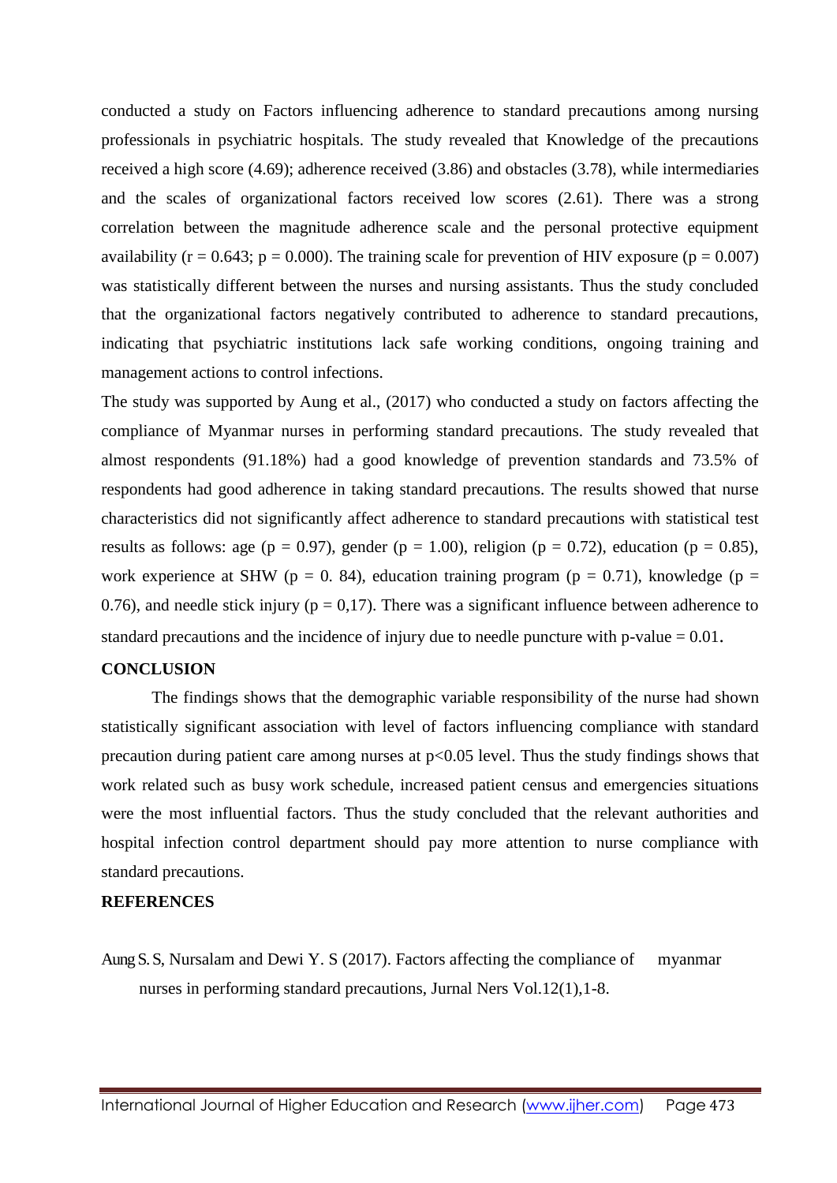conducted a study on Factors influencing adherence to standard precautions among nursing professionals in psychiatric hospitals. The study revealed that Knowledge of the precautions received a high score (4.69); adherence received (3.86) and obstacles (3.78), while intermediaries and the scales of organizational factors received low scores (2.61). There was a strong correlation between the magnitude adherence scale and the personal protective equipment availability ($r = 0.643$; $p = 0.000$). The training scale for prevention of HIV exposure ($p = 0.007$) was statistically different between the nurses and nursing assistants. Thus the study concluded that the organizational factors negatively contributed to adherence to standard precautions, indicating that psychiatric institutions lack safe working conditions, ongoing training and management actions to control infections.

The study was supported by Aung et al., (2017) who conducted a study on factors affecting the compliance of Myanmar nurses in performing standard precautions. The study revealed that almost respondents (91.18%) had a good knowledge of prevention standards and 73.5% of respondents had good adherence in taking standard precautions. The results showed that nurse characteristics did not significantly affect adherence to standard precautions with statistical test results as follows: age ($p = 0.97$), gender ($p = 1.00$), religion ($p = 0.72$), education ($p = 0.85$), work experience at SHW (p = 0. 84), education training program ($p = 0.71$), knowledge ($p = 0.76$), and needle stick injury (p = 0,17). There was a significant influence between adherence to standard precautions and the incidence of injury due to needle puncture with p-value = 0.01.

**CONCLUSION**

The findings shows that the demographic variable responsibility of the nurse had shown statistically significant association with level of factors influencing compliance with standard precaution during patient care among nurses at $p<0.05$ level. Thus the study findings shows that work related such as busy work schedule, increased patient census and emergencies situations were the most influential factors. Thus the study concluded that the relevant authorities and hospital infection control department should pay more attention to nurse compliance with standard precautions.

**REFERENCES**

Aung S. S, Nursalam and Dewi Y. S (2017). Factors affecting the compliance of myanmar nurses in performing standard precautions, Jurnal Ners Vol.12(1),1-8.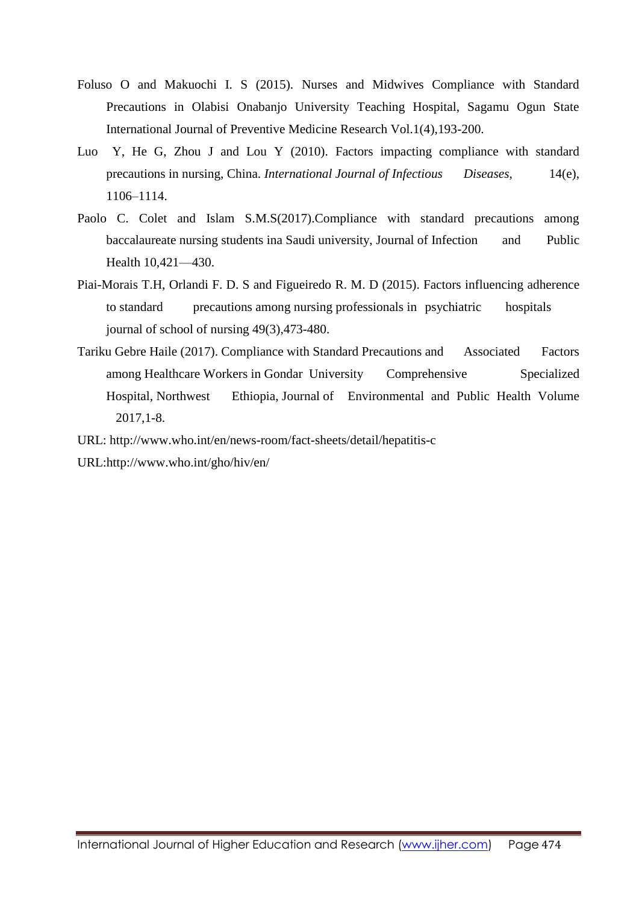Foluso O and Makuochi I. S (2015). Nurses and Midwives Compliance with Standard Precautions in Olabisi Onabanjo University Teaching Hospital, Sagamu Ogun State International Journal of Preventive Medicine Research Vol.1(4),193-200.

Luo Y, He G, Zhou J and Lou Y (2010). Factors impacting compliance with standard precautions in nursing, China. *International Journal of Infectious Diseases*, 14(e), 1106–1114.

Paolo C. Colet and Islam S.M.S(2017).Compliance with standard precautions among baccalaureate nursing students ina Saudi university, Journal of Infection and Public Health 10,421—430.

Piai-Morais T.H, Orlandi F. D. S and Figueiredo R. M. D (2015). Factors influencing adherence to standard precautions among nursing professionals in psychiatric hospitals journal of school of nursing 49(3),473-480.

Tariku Gebre Haile (2017). Compliance with Standard Precautions and Associated Factors among Healthcare Workers in Gondar University Comprehensive Specialized Hospital, Northwest Ethiopia, Journal of Environmental and Public Health Volume 2017,1-8.

URL: http://www.who.int/en/news-room/fact-sheets/detail/hepatitis-c

URL:http://www.who.int/gho/hiv/en/